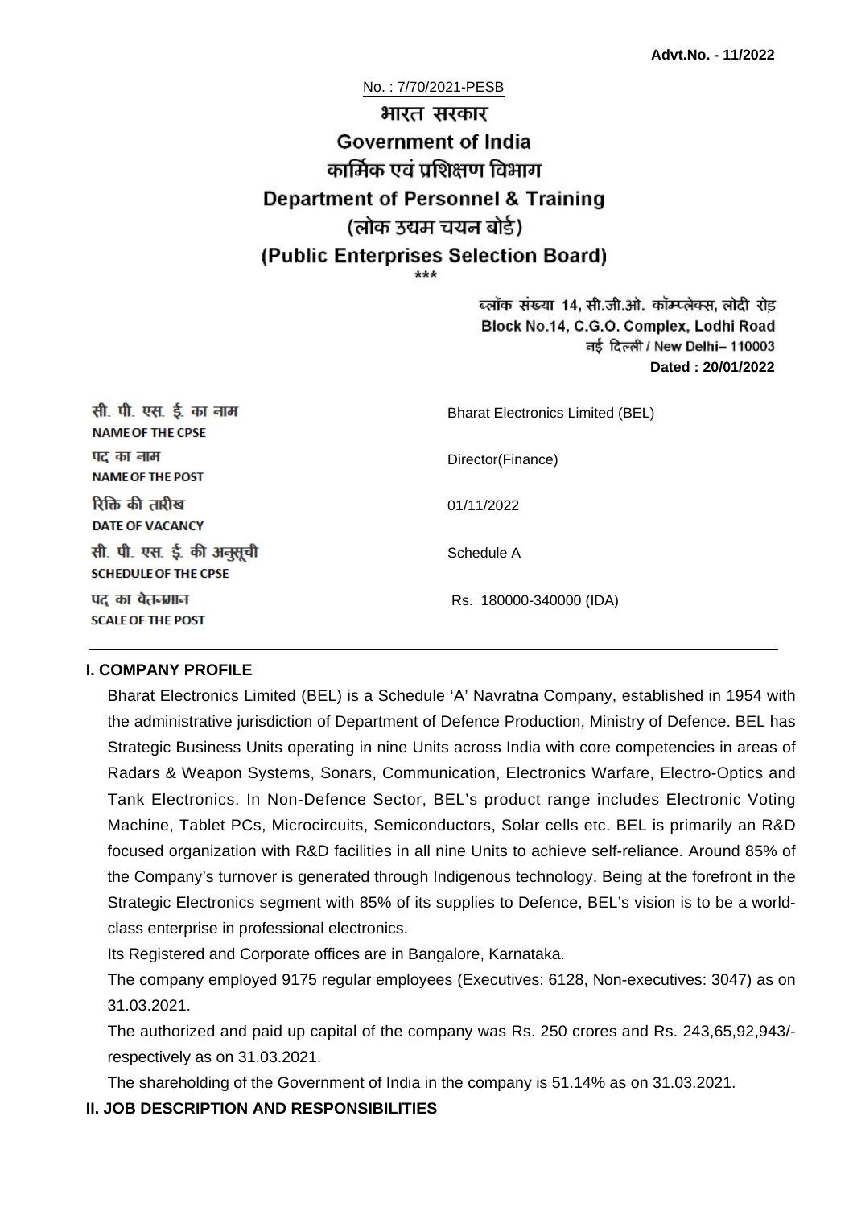**Advt.No. - 11/2022**

No. : 7/70/2021-PESB

# भारत सरकार
# Government of India
## कार्मिक एवं प्रशिक्षण विभाग
## Department of Personnel & Training
## (लोक उद्यम चयन बोर्ड)
## (Public Enterprises Selection Board)

\*\*\*

ब्लॉक संख्या 14, सी.जी.ओ. कॉम्प्लेक्स, लोदी रोड
Block No.14, C.G.O. Complex, Lodhi Road
नई दिल्ली / New Delhi– 110003
**Dated : 20/01/2022**

| | |
|---|---|
| सी. पी. एस. ई. का नाम<br>**NAME OF THE CPSE** | Bharat Electronics Limited (BEL) |
| पद का नाम<br>**NAME OF THE POST** | Director(Finance) |
| रिक्ति की तारीख<br>**DATE OF VACANCY** | 01/11/2022 |
| सी. पी. एस. ई. की अनुसूची<br>**SCHEDULE OF THE CPSE** | Schedule A |
| पद का वेतनमान<br>**SCALE OF THE POST** | Rs. 180000-340000 (IDA) |

### I. COMPANY PROFILE

Bharat Electronics Limited (BEL) is a Schedule 'A' Navratna Company, established in 1954 with the administrative jurisdiction of Department of Defence Production, Ministry of Defence. BEL has Strategic Business Units operating in nine Units across India with core competencies in areas of Radars & Weapon Systems, Sonars, Communication, Electronics Warfare, Electro-Optics and Tank Electronics. In Non-Defence Sector, BEL's product range includes Electronic Voting Machine, Tablet PCs, Microcircuits, Semiconductors, Solar cells etc. BEL is primarily an R&D focused organization with R&D facilities in all nine Units to achieve self-reliance. Around 85% of the Company's turnover is generated through Indigenous technology. Being at the forefront in the Strategic Electronics segment with 85% of its supplies to Defence, BEL's vision is to be a world-class enterprise in professional electronics.

Its Registered and Corporate offices are in Bangalore, Karnataka.

The company employed 9175 regular employees (Executives: 6128, Non-executives: 3047) as on 31.03.2021.

The authorized and paid up capital of the company was Rs. 250 crores and Rs. 243,65,92,943/- respectively as on 31.03.2021.

The shareholding of the Government of India in the company is 51.14% as on 31.03.2021.

### II. JOB DESCRIPTION AND RESPONSIBILITIES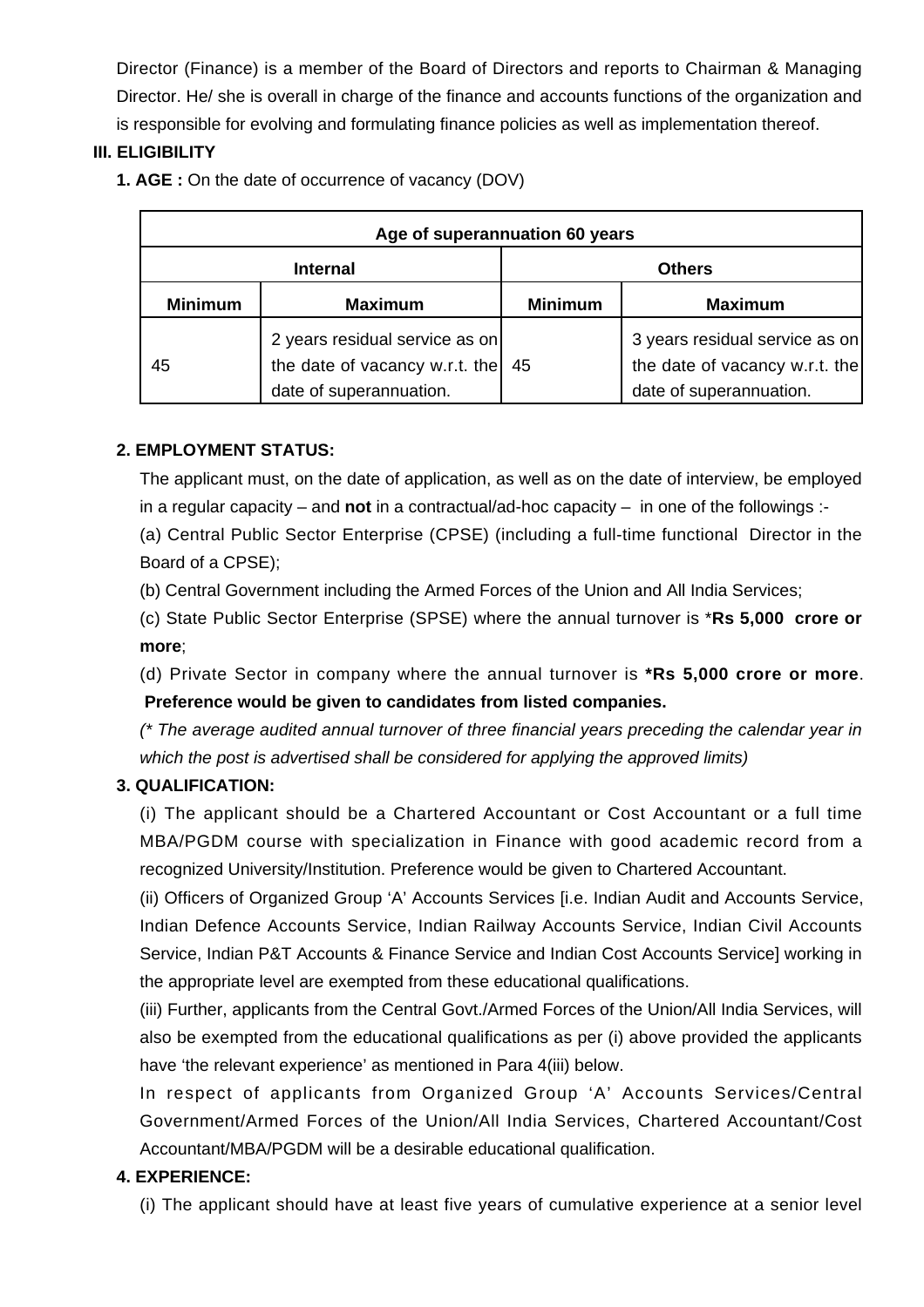Director (Finance) is a member of the Board of Directors and reports to Chairman & Managing Director. He/ she is overall in charge of the finance and accounts functions of the organization and is responsible for evolving and formulating finance policies as well as implementation thereof.

## III. ELIGIBILITY

**1. AGE :** On the date of occurrence of vacancy (DOV)

| **Age of superannuation 60 years** | | | |
|---|---|---|---|
| **Internal** | | **Others** | |
| **Minimum** | **Maximum** | **Minimum** | **Maximum** |
| 45 | 2 years residual service as on the date of vacancy w.r.t. the date of superannuation. | 45 | 3 years residual service as on the date of vacancy w.r.t. the date of superannuation. |

**2. EMPLOYMENT STATUS:**

The applicant must, on the date of application, as well as on the date of interview, be employed in a regular capacity – and **not** in a contractual/ad-hoc capacity – in one of the followings :-

(a) Central Public Sector Enterprise (CPSE) (including a full-time functional Director in the Board of a CPSE);

(b) Central Government including the Armed Forces of the Union and All India Services;

(c) State Public Sector Enterprise (SPSE) where the annual turnover is ***Rs 5,000 crore or more**;

(d) Private Sector in company where the annual turnover is ***Rs 5,000 crore or more**. **Preference would be given to candidates from listed companies.**

*(* The average audited annual turnover of three financial years preceding the calendar year in which the post is advertised shall be considered for applying the approved limits)*

**3. QUALIFICATION:**

(i) The applicant should be a Chartered Accountant or Cost Accountant or a full time MBA/PGDM course with specialization in Finance with good academic record from a recognized University/Institution. Preference would be given to Chartered Accountant.

(ii) Officers of Organized Group 'A' Accounts Services [i.e. Indian Audit and Accounts Service, Indian Defence Accounts Service, Indian Railway Accounts Service, Indian Civil Accounts Service, Indian P&T Accounts & Finance Service and Indian Cost Accounts Service] working in the appropriate level are exempted from these educational qualifications.

(iii) Further, applicants from the Central Govt./Armed Forces of the Union/All India Services, will also be exempted from the educational qualifications as per (i) above provided the applicants have 'the relevant experience' as mentioned in Para 4(iii) below.

In respect of applicants from Organized Group 'A' Accounts Services/Central Government/Armed Forces of the Union/All India Services, Chartered Accountant/Cost Accountant/MBA/PGDM will be a desirable educational qualification.

**4. EXPERIENCE:**

(i) The applicant should have at least five years of cumulative experience at a senior level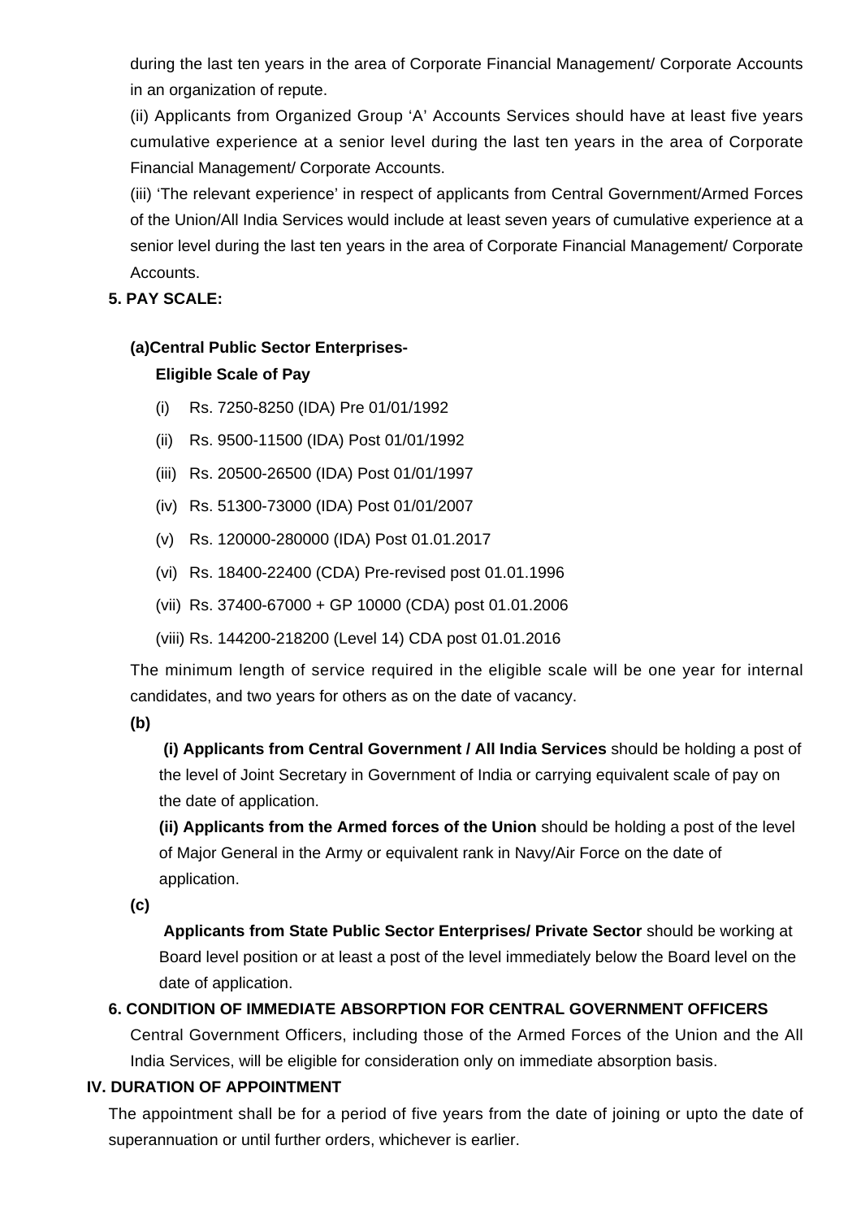during the last ten years in the area of Corporate Financial Management/ Corporate Accounts in an organization of repute.

(ii) Applicants from Organized Group 'A' Accounts Services should have at least five years cumulative experience at a senior level during the last ten years in the area of Corporate Financial Management/ Corporate Accounts.

(iii) 'The relevant experience' in respect of applicants from Central Government/Armed Forces of the Union/All India Services would include at least seven years of cumulative experience at a senior level during the last ten years in the area of Corporate Financial Management/ Corporate Accounts.

**5. PAY SCALE:**

**(a)Central Public Sector Enterprises-**

**Eligible Scale of Pay**

(i) Rs. 7250-8250 (IDA) Pre 01/01/1992

(ii) Rs. 9500-11500 (IDA) Post 01/01/1992

(iii) Rs. 20500-26500 (IDA) Post 01/01/1997

(iv) Rs. 51300-73000 (IDA) Post 01/01/2007

(v) Rs. 120000-280000 (IDA) Post 01.01.2017

(vi) Rs. 18400-22400 (CDA) Pre-revised post 01.01.1996

(vii) Rs. 37400-67000 + GP 10000 (CDA) post 01.01.2006

(viii) Rs. 144200-218200 (Level 14) CDA post 01.01.2016

The minimum length of service required in the eligible scale will be one year for internal candidates, and two years for others as on the date of vacancy.

**(b)**

**(i) Applicants from Central Government / All India Services** should be holding a post of the level of Joint Secretary in Government of India or carrying equivalent scale of pay on the date of application.

**(ii) Applicants from the Armed forces of the Union** should be holding a post of the level of Major General in the Army or equivalent rank in Navy/Air Force on the date of application.

**(c)**

**Applicants from State Public Sector Enterprises/ Private Sector** should be working at Board level position or at least a post of the level immediately below the Board level on the date of application.

**6. CONDITION OF IMMEDIATE ABSORPTION FOR CENTRAL GOVERNMENT OFFICERS**

Central Government Officers, including those of the Armed Forces of the Union and the All India Services, will be eligible for consideration only on immediate absorption basis.

**IV. DURATION OF APPOINTMENT**

The appointment shall be for a period of five years from the date of joining or upto the date of superannuation or until further orders, whichever is earlier.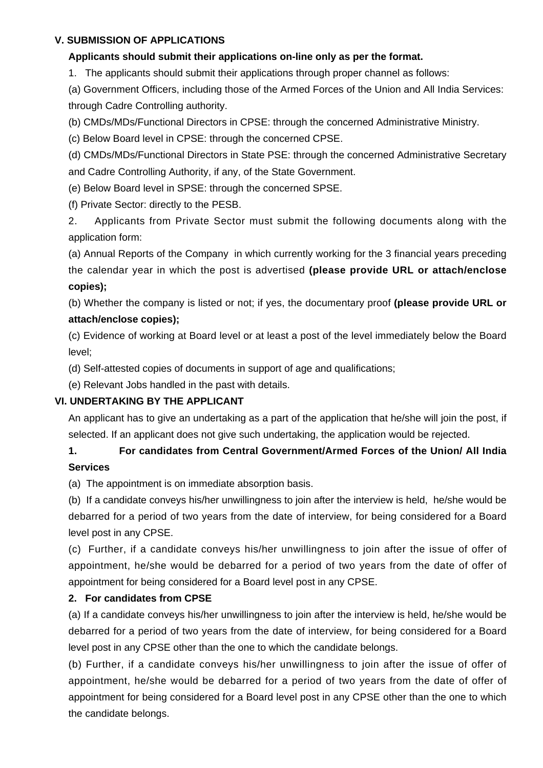## V. SUBMISSION OF APPLICATIONS

**Applicants should submit their applications on-line only as per the format.**

1. The applicants should submit their applications through proper channel as follows:

(a) Government Officers, including those of the Armed Forces of the Union and All India Services: through Cadre Controlling authority.

(b) CMDs/MDs/Functional Directors in CPSE: through the concerned Administrative Ministry.

(c) Below Board level in CPSE: through the concerned CPSE.

(d) CMDs/MDs/Functional Directors in State PSE: through the concerned Administrative Secretary and Cadre Controlling Authority, if any, of the State Government.

(e) Below Board level in SPSE: through the concerned SPSE.

(f) Private Sector: directly to the PESB.

2. Applicants from Private Sector must submit the following documents along with the application form:

(a) Annual Reports of the Company in which currently working for the 3 financial years preceding the calendar year in which the post is advertised **(please provide URL or attach/enclose copies);**

(b) Whether the company is listed or not; if yes, the documentary proof **(please provide URL or attach/enclose copies);**

(c) Evidence of working at Board level or at least a post of the level immediately below the Board level;

(d) Self-attested copies of documents in support of age and qualifications;

(e) Relevant Jobs handled in the past with details.

## VI. UNDERTAKING BY THE APPLICANT

An applicant has to give an undertaking as a part of the application that he/she will join the post, if selected. If an applicant does not give such undertaking, the application would be rejected.

**1. For candidates from Central Government/Armed Forces of the Union/ All India Services**

(a) The appointment is on immediate absorption basis.

(b) If a candidate conveys his/her unwillingness to join after the interview is held, he/she would be debarred for a period of two years from the date of interview, for being considered for a Board level post in any CPSE.

(c) Further, if a candidate conveys his/her unwillingness to join after the issue of offer of appointment, he/she would be debarred for a period of two years from the date of offer of appointment for being considered for a Board level post in any CPSE.

**2. For candidates from CPSE**

(a) If a candidate conveys his/her unwillingness to join after the interview is held, he/she would be debarred for a period of two years from the date of interview, for being considered for a Board level post in any CPSE other than the one to which the candidate belongs.

(b) Further, if a candidate conveys his/her unwillingness to join after the issue of offer of appointment, he/she would be debarred for a period of two years from the date of offer of appointment for being considered for a Board level post in any CPSE other than the one to which the candidate belongs.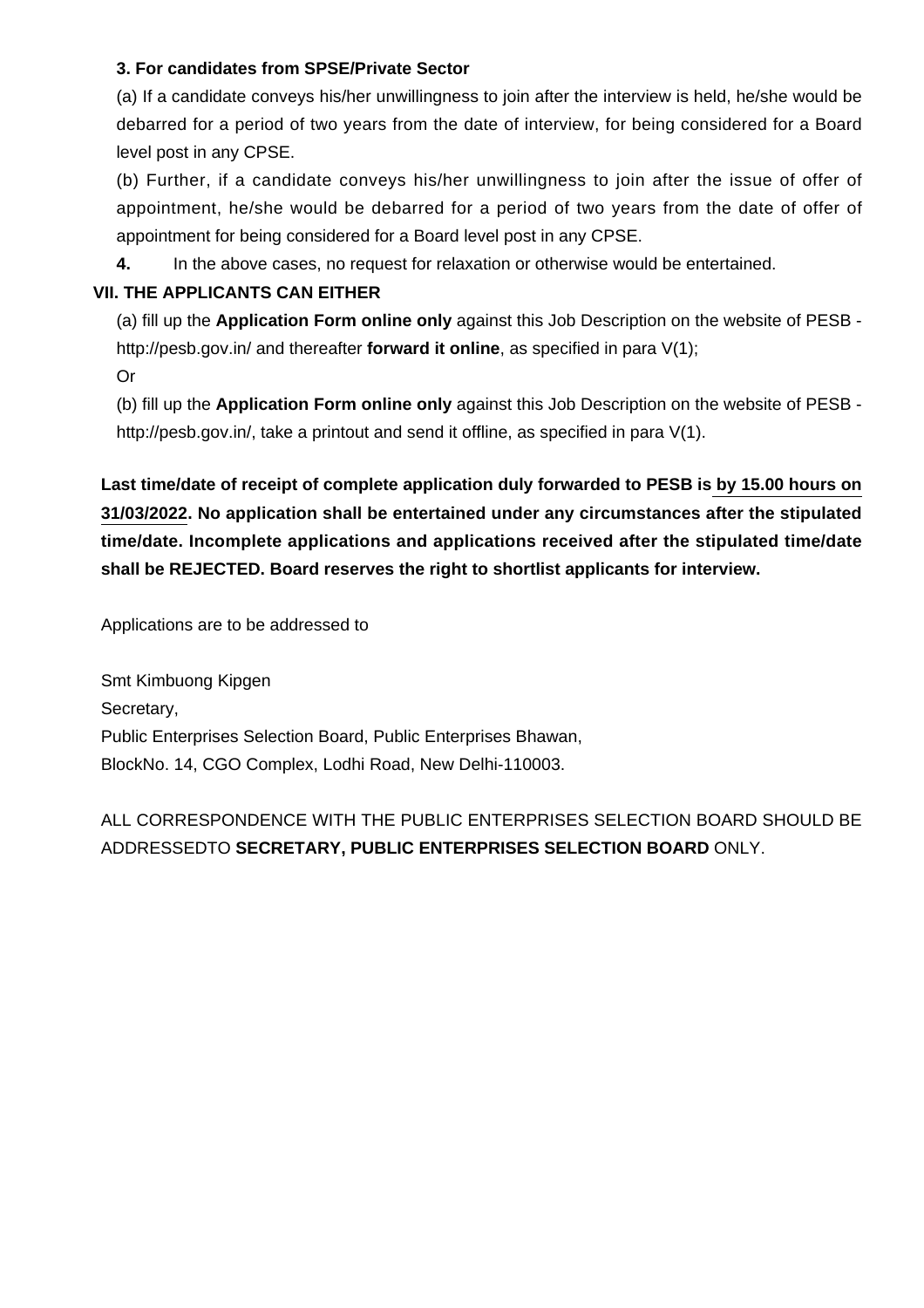**3. For candidates from SPSE/Private Sector**

(a) If a candidate conveys his/her unwillingness to join after the interview is held, he/she would be debarred for a period of two years from the date of interview, for being considered for a Board level post in any CPSE.

(b) Further, if a candidate conveys his/her unwillingness to join after the issue of offer of appointment, he/she would be debarred for a period of two years from the date of offer of appointment for being considered for a Board level post in any CPSE.

**4.** In the above cases, no request for relaxation or otherwise would be entertained.

**VII. THE APPLICANTS CAN EITHER**

(a) fill up the **Application Form online only** against this Job Description on the website of PESB - http://pesb.gov.in/ and thereafter **forward it online**, as specified in para V(1);

Or

(b) fill up the **Application Form online only** against this Job Description on the website of PESB - http://pesb.gov.in/, take a printout and send it offline, as specified in para V(1).

**Last time/date of receipt of complete application duly forwarded to PESB is by 15.00 hours on 31/03/2022. No application shall be entertained under any circumstances after the stipulated time/date. Incomplete applications and applications received after the stipulated time/date shall be REJECTED. Board reserves the right to shortlist applicants for interview.**

Applications are to be addressed to

Smt Kimbuong Kipgen  
Secretary,  
Public Enterprises Selection Board, Public Enterprises Bhawan,  
BlockNo. 14, CGO Complex, Lodhi Road, New Delhi-110003.

ALL CORRESPONDENCE WITH THE PUBLIC ENTERPRISES SELECTION BOARD SHOULD BE ADDRESSEDTO **SECRETARY, PUBLIC ENTERPRISES SELECTION BOARD** ONLY.